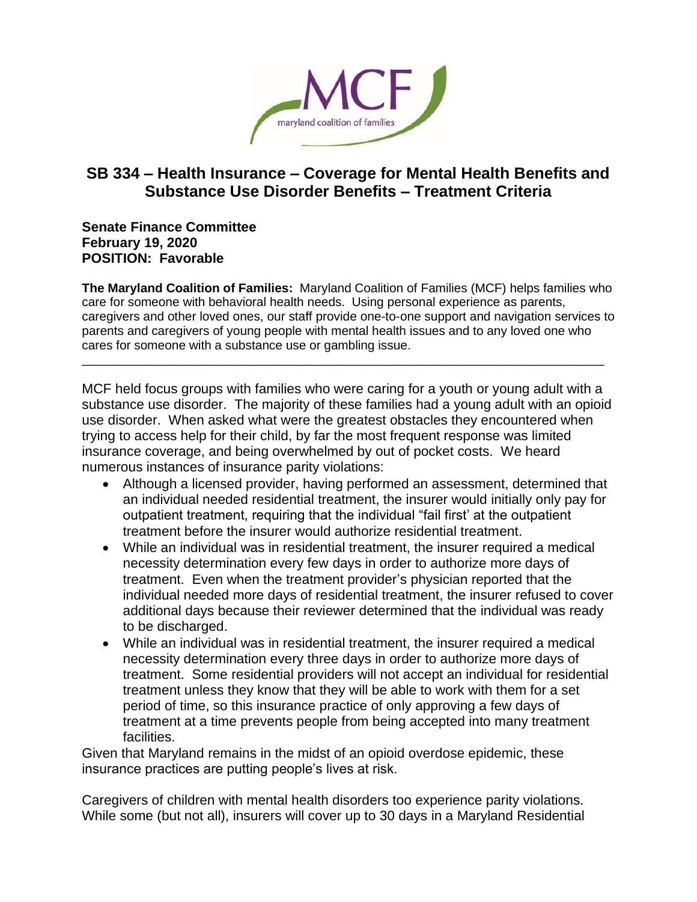# SB 334 – Health Insurance – Coverage for Mental Health Benefits and Substance Use Disorder Benefits – Treatment Criteria

**Senate Finance Committee**
**February 19, 2020**
**POSITION: Favorable**

**The Maryland Coalition of Families:** Maryland Coalition of Families (MCF) helps families who care for someone with behavioral health needs. Using personal experience as parents, caregivers and other loved ones, our staff provide one-to-one support and navigation services to parents and caregivers of young people with mental health issues and to any loved one who cares for someone with a substance use or gambling issue.

---

MCF held focus groups with families who were caring for a youth or young adult with a substance use disorder. The majority of these families had a young adult with an opioid use disorder. When asked what were the greatest obstacles they encountered when trying to access help for their child, by far the most frequent response was limited insurance coverage, and being overwhelmed by out of pocket costs. We heard numerous instances of insurance parity violations:

- Although a licensed provider, having performed an assessment, determined that an individual needed residential treatment, the insurer would initially only pay for outpatient treatment, requiring that the individual "fail first' at the outpatient treatment before the insurer would authorize residential treatment.
- While an individual was in residential treatment, the insurer required a medical necessity determination every few days in order to authorize more days of treatment. Even when the treatment provider's physician reported that the individual needed more days of residential treatment, the insurer refused to cover additional days because their reviewer determined that the individual was ready to be discharged.
- While an individual was in residential treatment, the insurer required a medical necessity determination every three days in order to authorize more days of treatment. Some residential providers will not accept an individual for residential treatment unless they know that they will be able to work with them for a set period of time, so this insurance practice of only approving a few days of treatment at a time prevents people from being accepted into many treatment facilities.

Given that Maryland remains in the midst of an opioid overdose epidemic, these insurance practices are putting people's lives at risk.

Caregivers of children with mental health disorders too experience parity violations. While some (but not all), insurers will cover up to 30 days in a Maryland Residential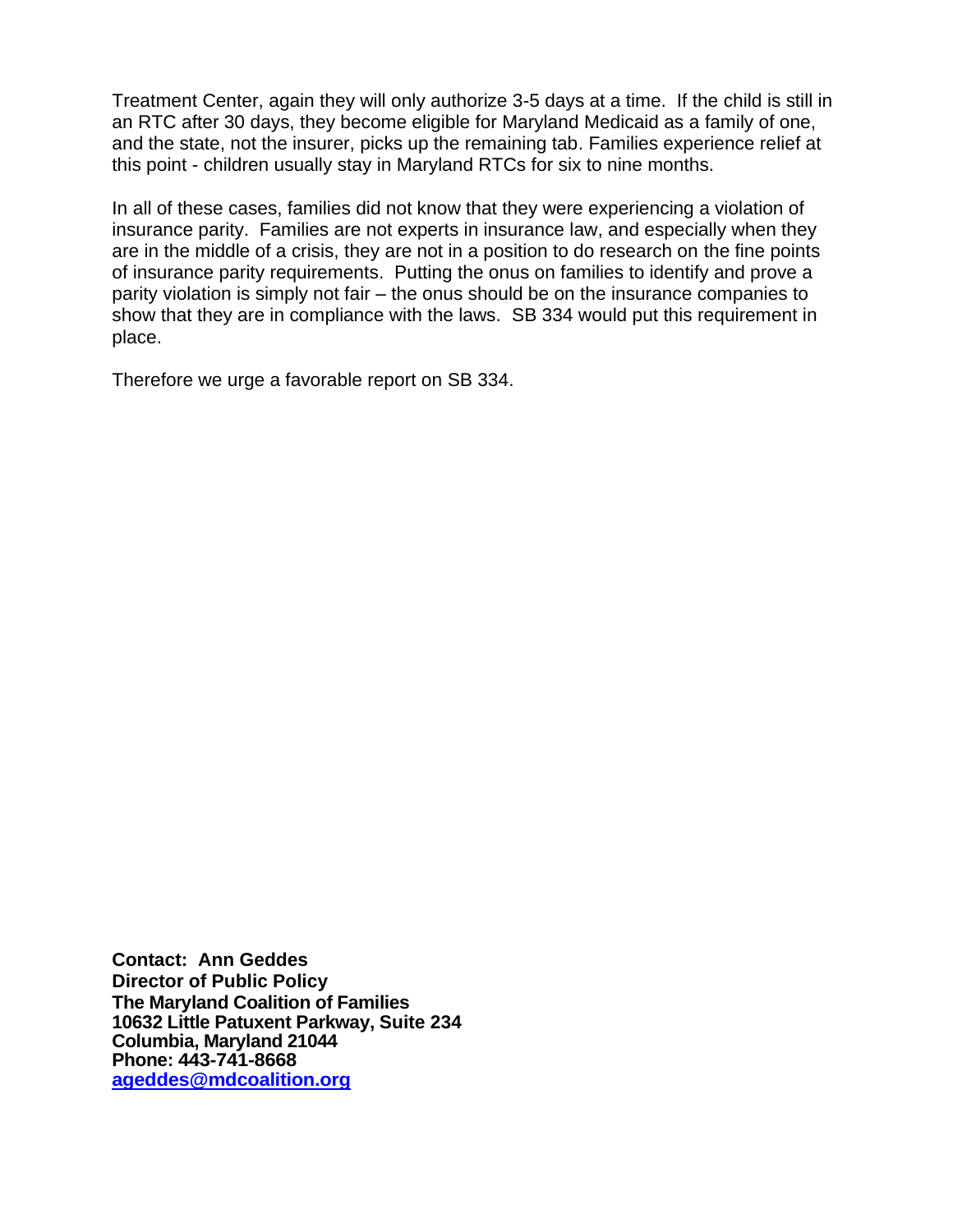Treatment Center, again they will only authorize 3-5 days at a time. If the child is still in an RTC after 30 days, they become eligible for Maryland Medicaid as a family of one, and the state, not the insurer, picks up the remaining tab. Families experience relief at this point - children usually stay in Maryland RTCs for six to nine months.

In all of these cases, families did not know that they were experiencing a violation of insurance parity. Families are not experts in insurance law, and especially when they are in the middle of a crisis, they are not in a position to do research on the fine points of insurance parity requirements. Putting the onus on families to identify and prove a parity violation is simply not fair – the onus should be on the insurance companies to show that they are in compliance with the laws. SB 334 would put this requirement in place.

Therefore we urge a favorable report on SB 334.

**Contact: Ann Geddes**
**Director of Public Policy**
**The Maryland Coalition of Families**
**10632 Little Patuxent Parkway, Suite 234**
**Columbia, Maryland 21044**
**Phone: 443-741-8668**
**ageddes@mdcoalition.org**